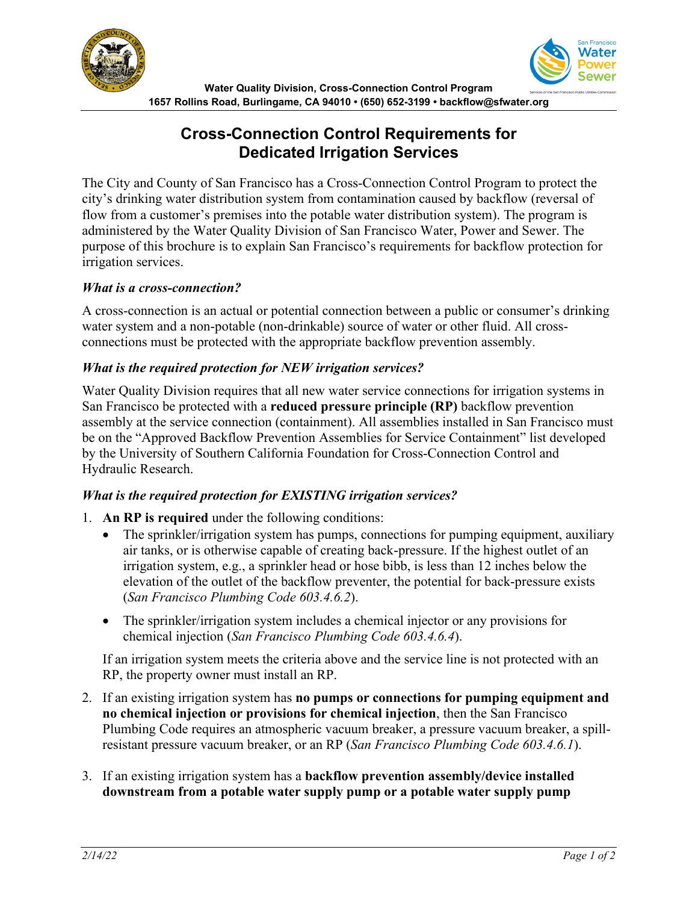Water Quality Division, Cross-Connection Control Program
1657 Rollins Road, Burlingame, CA 94010 • (650) 652-3199 • backflow@sfwater.org

# Cross-Connection Control Requirements for Dedicated Irrigation Services

The City and County of San Francisco has a Cross-Connection Control Program to protect the city's drinking water distribution system from contamination caused by backflow (reversal of flow from a customer's premises into the potable water distribution system). The program is administered by the Water Quality Division of San Francisco Water, Power and Sewer. The purpose of this brochure is to explain San Francisco's requirements for backflow protection for irrigation services.

### *What is a cross-connection?*

A cross-connection is an actual or potential connection between a public or consumer's drinking water system and a non-potable (non-drinkable) source of water or other fluid. All cross-connections must be protected with the appropriate backflow prevention assembly.

### *What is the required protection for NEW irrigation services?*

Water Quality Division requires that all new water service connections for irrigation systems in San Francisco be protected with a **reduced pressure principle (RP)** backflow prevention assembly at the service connection (containment). All assemblies installed in San Francisco must be on the "Approved Backflow Prevention Assemblies for Service Containment" list developed by the University of Southern California Foundation for Cross-Connection Control and Hydraulic Research.

### *What is the required protection for EXISTING irrigation services?*

1. **An RP is required** under the following conditions:
   - The sprinkler/irrigation system has pumps, connections for pumping equipment, auxiliary air tanks, or is otherwise capable of creating back-pressure. If the highest outlet of an irrigation system, e.g., a sprinkler head or hose bibb, is less than 12 inches below the elevation of the outlet of the backflow preventer, the potential for back-pressure exists (*San Francisco Plumbing Code 603.4.6.2*).
   - The sprinkler/irrigation system includes a chemical injector or any provisions for chemical injection (*San Francisco Plumbing Code 603.4.6.4*).

   If an irrigation system meets the criteria above and the service line is not protected with an RP, the property owner must install an RP.

2. If an existing irrigation system has **no pumps or connections for pumping equipment and no chemical injection or provisions for chemical injection**, then the San Francisco Plumbing Code requires an atmospheric vacuum breaker, a pressure vacuum breaker, a spill-resistant pressure vacuum breaker, or an RP (*San Francisco Plumbing Code 603.4.6.1*).

3. If an existing irrigation system has a **backflow prevention assembly/device installed downstream from a potable water supply pump or a potable water supply pump**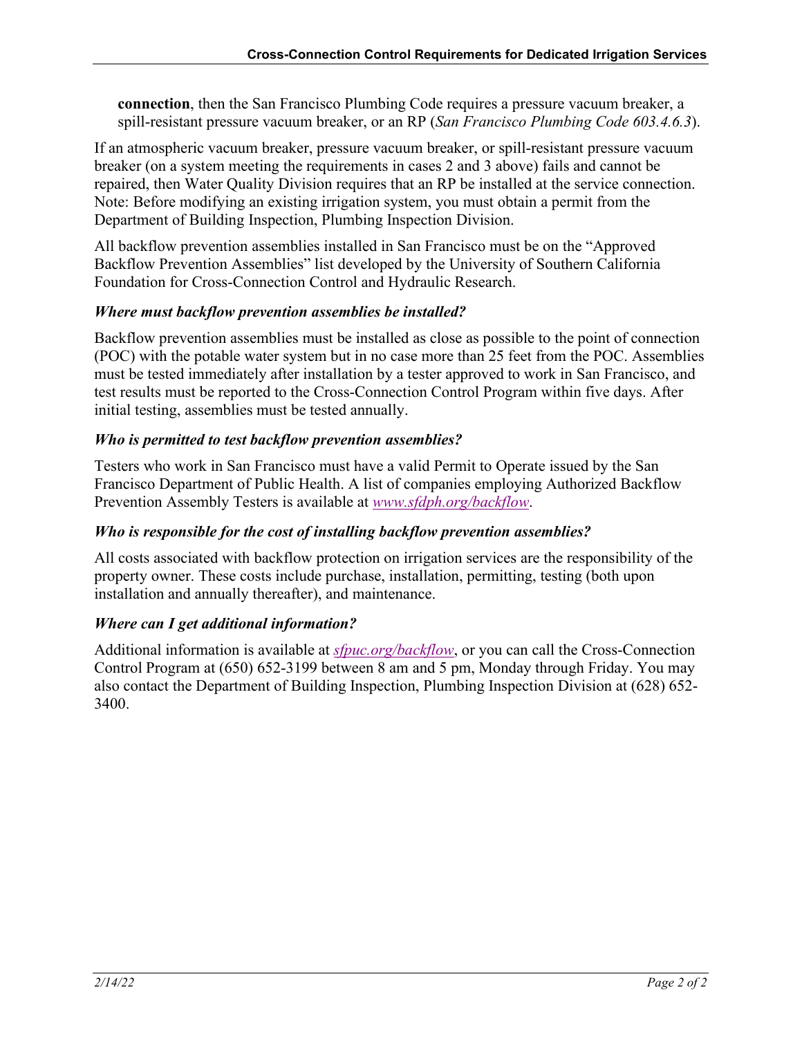**connection**, then the San Francisco Plumbing Code requires a pressure vacuum breaker, a spill-resistant pressure vacuum breaker, or an RP (*San Francisco Plumbing Code 603.4.6.3*).

If an atmospheric vacuum breaker, pressure vacuum breaker, or spill-resistant pressure vacuum breaker (on a system meeting the requirements in cases 2 and 3 above) fails and cannot be repaired, then Water Quality Division requires that an RP be installed at the service connection. Note: Before modifying an existing irrigation system, you must obtain a permit from the Department of Building Inspection, Plumbing Inspection Division.

All backflow prevention assemblies installed in San Francisco must be on the "Approved Backflow Prevention Assemblies" list developed by the University of Southern California Foundation for Cross-Connection Control and Hydraulic Research.

### *Where must backflow prevention assemblies be installed?*

Backflow prevention assemblies must be installed as close as possible to the point of connection (POC) with the potable water system but in no case more than 25 feet from the POC. Assemblies must be tested immediately after installation by a tester approved to work in San Francisco, and test results must be reported to the Cross-Connection Control Program within five days. After initial testing, assemblies must be tested annually.

### *Who is permitted to test backflow prevention assemblies?*

Testers who work in San Francisco must have a valid Permit to Operate issued by the San Francisco Department of Public Health. A list of companies employing Authorized Backflow Prevention Assembly Testers is available at *www.sfdph.org/backflow*.

### *Who is responsible for the cost of installing backflow prevention assemblies?*

All costs associated with backflow protection on irrigation services are the responsibility of the property owner. These costs include purchase, installation, permitting, testing (both upon installation and annually thereafter), and maintenance.

### *Where can I get additional information?*

Additional information is available at *sfpuc.org/backflow*, or you can call the Cross-Connection Control Program at (650) 652-3199 between 8 am and 5 pm, Monday through Friday. You may also contact the Department of Building Inspection, Plumbing Inspection Division at (628) 652-3400.